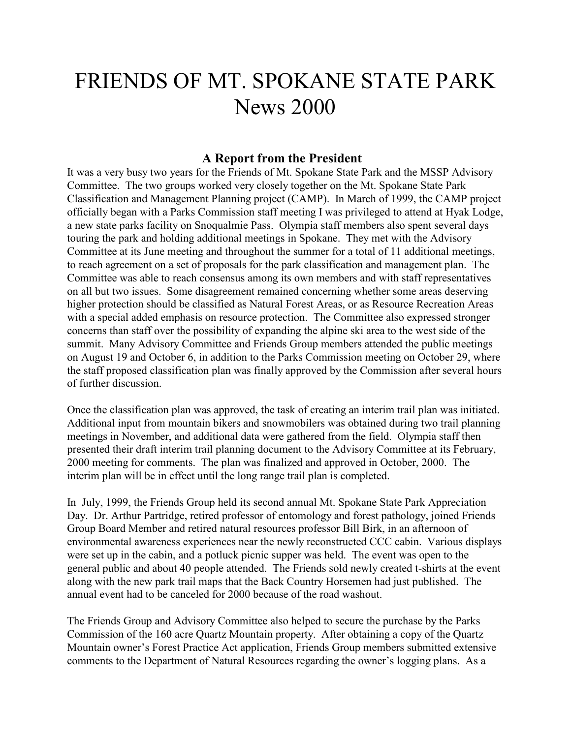# FRIENDS OF MT. SPOKANE STATE PARK
# News 2000

## A Report from the President

It was a very busy two years for the Friends of Mt. Spokane State Park and the MSSP Advisory Committee. The two groups worked very closely together on the Mt. Spokane State Park Classification and Management Planning project (CAMP). In March of 1999, the CAMP project officially began with a Parks Commission staff meeting I was privileged to attend at Hyak Lodge, a new state parks facility on Snoqualmie Pass. Olympia staff members also spent several days touring the park and holding additional meetings in Spokane. They met with the Advisory Committee at its June meeting and throughout the summer for a total of 11 additional meetings, to reach agreement on a set of proposals for the park classification and management plan. The Committee was able to reach consensus among its own members and with staff representatives on all but two issues. Some disagreement remained concerning whether some areas deserving higher protection should be classified as Natural Forest Areas, or as Resource Recreation Areas with a special added emphasis on resource protection. The Committee also expressed stronger concerns than staff over the possibility of expanding the alpine ski area to the west side of the summit. Many Advisory Committee and Friends Group members attended the public meetings on August 19 and October 6, in addition to the Parks Commission meeting on October 29, where the staff proposed classification plan was finally approved by the Commission after several hours of further discussion.

Once the classification plan was approved, the task of creating an interim trail plan was initiated. Additional input from mountain bikers and snowmobilers was obtained during two trail planning meetings in November, and additional data were gathered from the field. Olympia staff then presented their draft interim trail planning document to the Advisory Committee at its February, 2000 meeting for comments. The plan was finalized and approved in October, 2000. The interim plan will be in effect until the long range trail plan is completed.

In July, 1999, the Friends Group held its second annual Mt. Spokane State Park Appreciation Day. Dr. Arthur Partridge, retired professor of entomology and forest pathology, joined Friends Group Board Member and retired natural resources professor Bill Birk, in an afternoon of environmental awareness experiences near the newly reconstructed CCC cabin. Various displays were set up in the cabin, and a potluck picnic supper was held. The event was open to the general public and about 40 people attended. The Friends sold newly created t-shirts at the event along with the new park trail maps that the Back Country Horsemen had just published. The annual event had to be canceled for 2000 because of the road washout.

The Friends Group and Advisory Committee also helped to secure the purchase by the Parks Commission of the 160 acre Quartz Mountain property. After obtaining a copy of the Quartz Mountain owner's Forest Practice Act application, Friends Group members submitted extensive comments to the Department of Natural Resources regarding the owner's logging plans. As a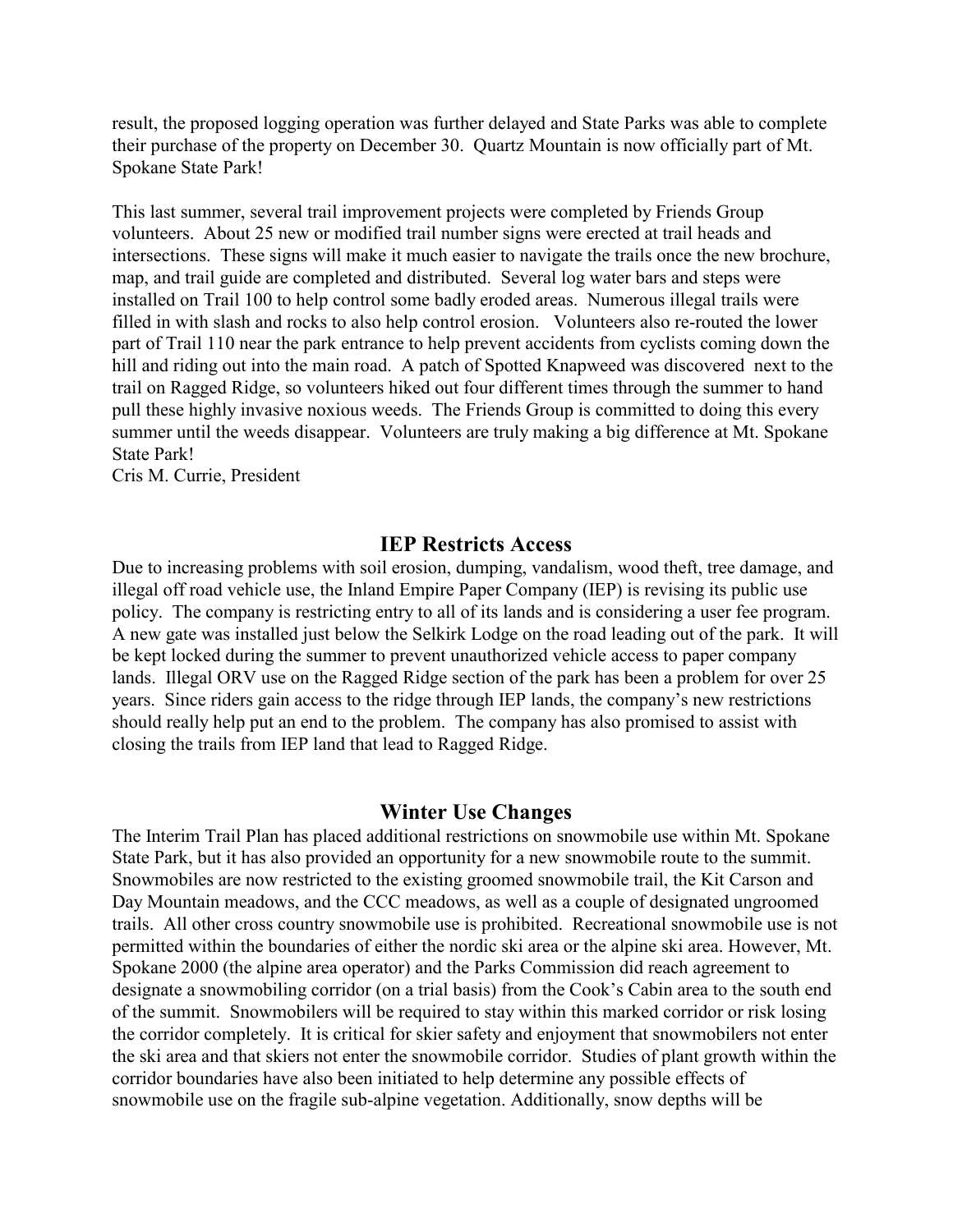result, the proposed logging operation was further delayed and State Parks was able to complete their purchase of the property on December 30. Quartz Mountain is now officially part of Mt. Spokane State Park!

This last summer, several trail improvement projects were completed by Friends Group volunteers. About 25 new or modified trail number signs were erected at trail heads and intersections. These signs will make it much easier to navigate the trails once the new brochure, map, and trail guide are completed and distributed. Several log water bars and steps were installed on Trail 100 to help control some badly eroded areas. Numerous illegal trails were filled in with slash and rocks to also help control erosion. Volunteers also re-routed the lower part of Trail 110 near the park entrance to help prevent accidents from cyclists coming down the hill and riding out into the main road. A patch of Spotted Knapweed was discovered next to the trail on Ragged Ridge, so volunteers hiked out four different times through the summer to hand pull these highly invasive noxious weeds. The Friends Group is committed to doing this every summer until the weeds disappear. Volunteers are truly making a big difference at Mt. Spokane State Park!
Cris M. Currie, President

## IEP Restricts Access

Due to increasing problems with soil erosion, dumping, vandalism, wood theft, tree damage, and illegal off road vehicle use, the Inland Empire Paper Company (IEP) is revising its public use policy. The company is restricting entry to all of its lands and is considering a user fee program. A new gate was installed just below the Selkirk Lodge on the road leading out of the park. It will be kept locked during the summer to prevent unauthorized vehicle access to paper company lands. Illegal ORV use on the Ragged Ridge section of the park has been a problem for over 25 years. Since riders gain access to the ridge through IEP lands, the company's new restrictions should really help put an end to the problem. The company has also promised to assist with closing the trails from IEP land that lead to Ragged Ridge.

## Winter Use Changes

The Interim Trail Plan has placed additional restrictions on snowmobile use within Mt. Spokane State Park, but it has also provided an opportunity for a new snowmobile route to the summit. Snowmobiles are now restricted to the existing groomed snowmobile trail, the Kit Carson and Day Mountain meadows, and the CCC meadows, as well as a couple of designated ungroomed trails. All other cross country snowmobile use is prohibited. Recreational snowmobile use is not permitted within the boundaries of either the nordic ski area or the alpine ski area. However, Mt. Spokane 2000 (the alpine area operator) and the Parks Commission did reach agreement to designate a snowmobiling corridor (on a trial basis) from the Cook's Cabin area to the south end of the summit. Snowmobilers will be required to stay within this marked corridor or risk losing the corridor completely. It is critical for skier safety and enjoyment that snowmobilers not enter the ski area and that skiers not enter the snowmobile corridor. Studies of plant growth within the corridor boundaries have also been initiated to help determine any possible effects of snowmobile use on the fragile sub-alpine vegetation. Additionally, snow depths will be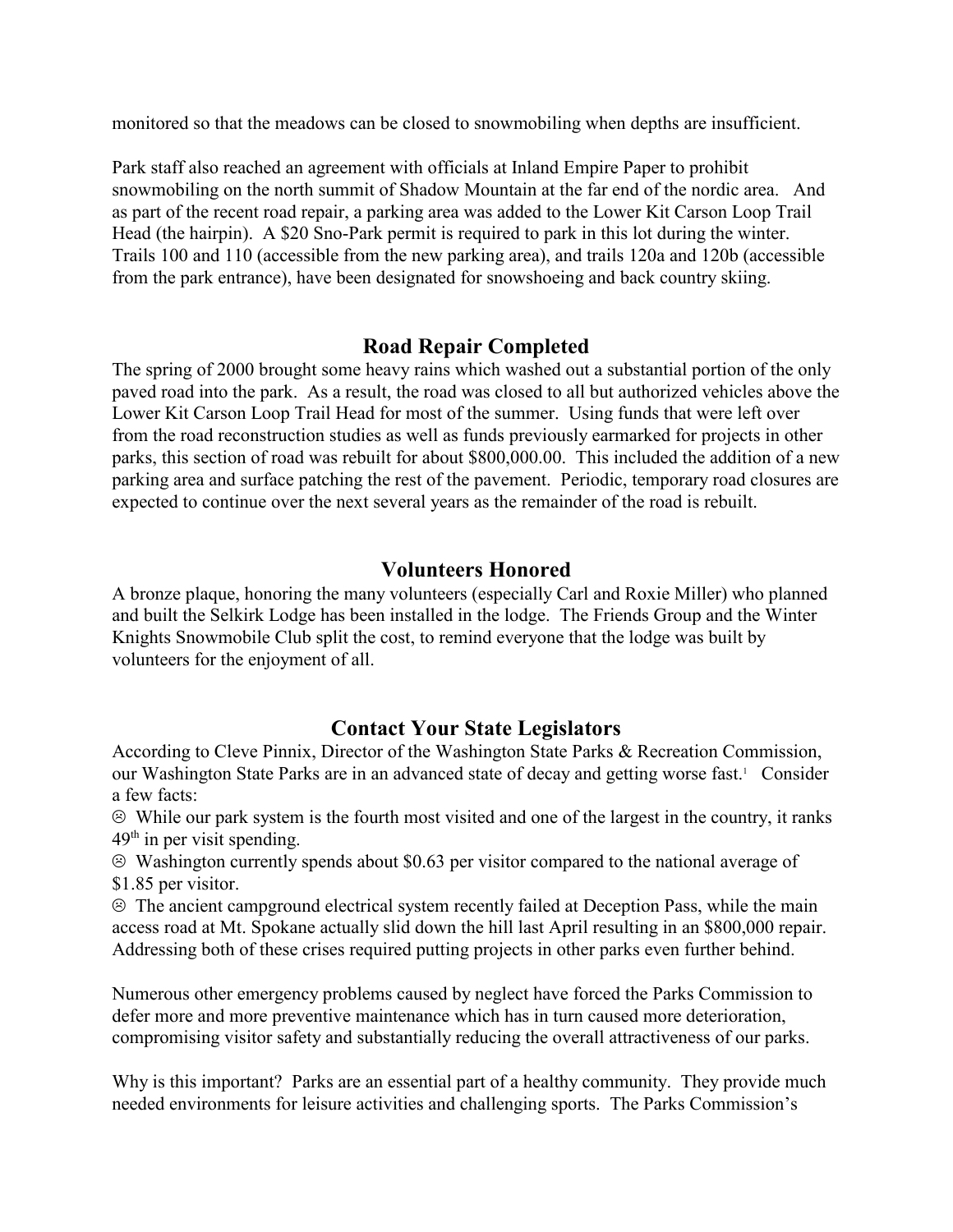monitored so that the meadows can be closed to snowmobiling when depths are insufficient.

Park staff also reached an agreement with officials at Inland Empire Paper to prohibit snowmobiling on the north summit of Shadow Mountain at the far end of the nordic area. And as part of the recent road repair, a parking area was added to the Lower Kit Carson Loop Trail Head (the hairpin). A $20 Sno-Park permit is required to park in this lot during the winter. Trails 100 and 110 (accessible from the new parking area), and trails 120a and 120b (accessible from the park entrance), have been designated for snowshoeing and back country skiing.

## Road Repair Completed

The spring of 2000 brought some heavy rains which washed out a substantial portion of the only paved road into the park. As a result, the road was closed to all but authorized vehicles above the Lower Kit Carson Loop Trail Head for most of the summer. Using funds that were left over from the road reconstruction studies as well as funds previously earmarked for projects in other parks, this section of road was rebuilt for about $800,000.00. This included the addition of a new parking area and surface patching the rest of the pavement. Periodic, temporary road closures are expected to continue over the next several years as the remainder of the road is rebuilt.

## Volunteers Honored

A bronze plaque, honoring the many volunteers (especially Carl and Roxie Miller) who planned and built the Selkirk Lodge has been installed in the lodge. The Friends Group and the Winter Knights Snowmobile Club split the cost, to remind everyone that the lodge was built by volunteers for the enjoyment of all.

## Contact Your State Legislators

According to Cleve Pinnix, Director of the Washington State Parks & Recreation Commission, our Washington State Parks are in an advanced state of decay and getting worse fast.[1] Consider a few facts:

☹ While our park system is the fourth most visited and one of the largest in the country, it ranks 49th in per visit spending.

☹ Washington currently spends about $0.63 per visitor compared to the national average of $1.85 per visitor.

☹ The ancient campground electrical system recently failed at Deception Pass, while the main access road at Mt. Spokane actually slid down the hill last April resulting in an $800,000 repair. Addressing both of these crises required putting projects in other parks even further behind.

Numerous other emergency problems caused by neglect have forced the Parks Commission to defer more and more preventive maintenance which has in turn caused more deterioration, compromising visitor safety and substantially reducing the overall attractiveness of our parks.

Why is this important? Parks are an essential part of a healthy community. They provide much needed environments for leisure activities and challenging sports. The Parks Commission's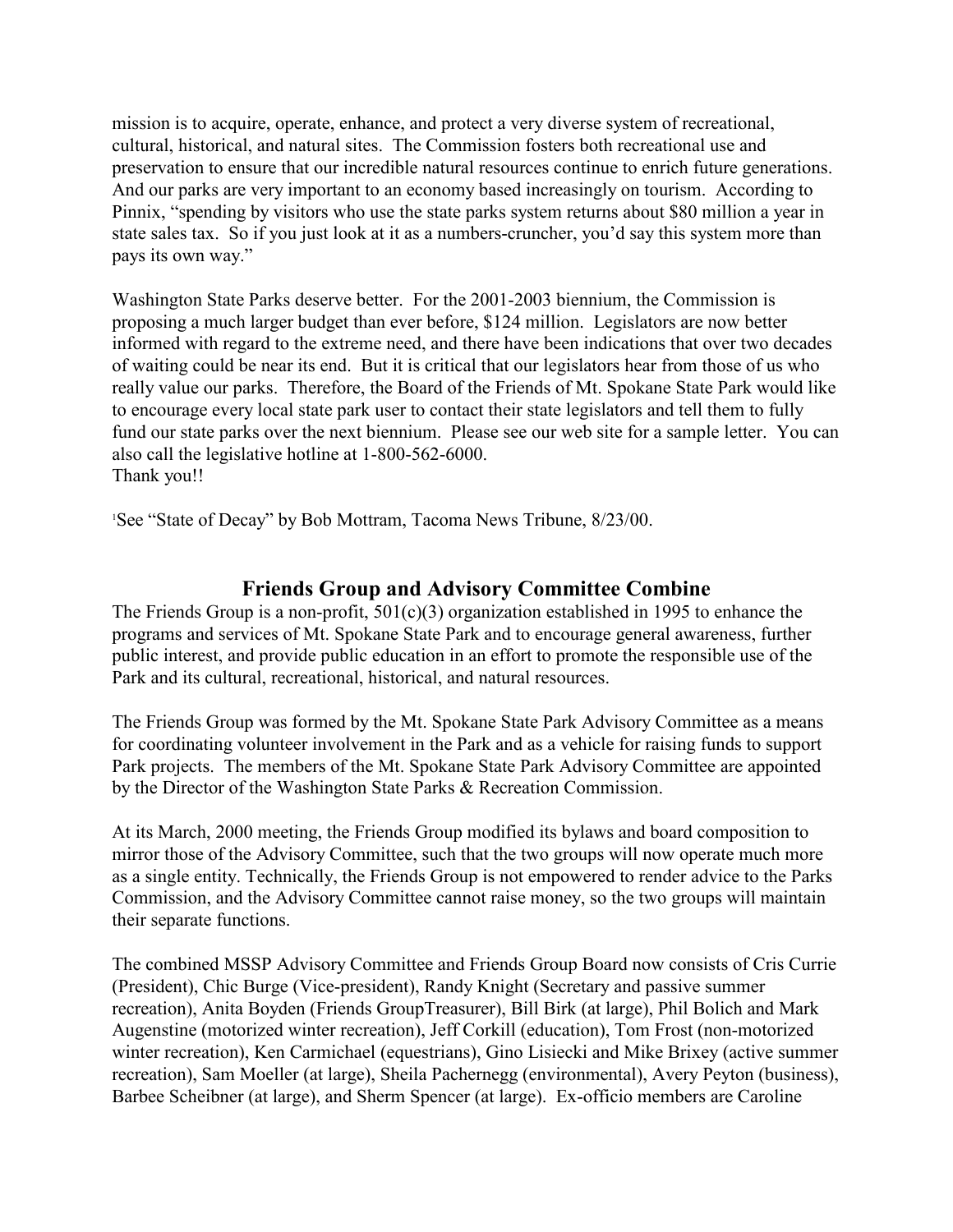mission is to acquire, operate, enhance, and protect a very diverse system of recreational, cultural, historical, and natural sites. The Commission fosters both recreational use and preservation to ensure that our incredible natural resources continue to enrich future generations. And our parks are very important to an economy based increasingly on tourism. According to Pinnix, "spending by visitors who use the state parks system returns about $80 million a year in state sales tax. So if you just look at it as a numbers-cruncher, you'd say this system more than pays its own way."

Washington State Parks deserve better. For the 2001-2003 biennium, the Commission is proposing a much larger budget than ever before, $124 million. Legislators are now better informed with regard to the extreme need, and there have been indications that over two decades of waiting could be near its end. But it is critical that our legislators hear from those of us who really value our parks. Therefore, the Board of the Friends of Mt. Spokane State Park would like to encourage every local state park user to contact their state legislators and tell them to fully fund our state parks over the next biennium. Please see our web site for a sample letter. You can also call the legislative hotline at 1-800-562-6000.
Thank you!!

[1]See "State of Decay" by Bob Mottram, Tacoma News Tribune, 8/23/00.

## Friends Group and Advisory Committee Combine

The Friends Group is a non-profit, 501(c)(3) organization established in 1995 to enhance the programs and services of Mt. Spokane State Park and to encourage general awareness, further public interest, and provide public education in an effort to promote the responsible use of the Park and its cultural, recreational, historical, and natural resources.

The Friends Group was formed by the Mt. Spokane State Park Advisory Committee as a means for coordinating volunteer involvement in the Park and as a vehicle for raising funds to support Park projects. The members of the Mt. Spokane State Park Advisory Committee are appointed by the Director of the Washington State Parks & Recreation Commission.

At its March, 2000 meeting, the Friends Group modified its bylaws and board composition to mirror those of the Advisory Committee, such that the two groups will now operate much more as a single entity. Technically, the Friends Group is not empowered to render advice to the Parks Commission, and the Advisory Committee cannot raise money, so the two groups will maintain their separate functions.

The combined MSSP Advisory Committee and Friends Group Board now consists of Cris Currie (President), Chic Burge (Vice-president), Randy Knight (Secretary and passive summer recreation), Anita Boyden (Friends GroupTreasurer), Bill Birk (at large), Phil Bolich and Mark Augenstine (motorized winter recreation), Jeff Corkill (education), Tom Frost (non-motorized winter recreation), Ken Carmichael (equestrians), Gino Lisiecki and Mike Brixey (active summer recreation), Sam Moeller (at large), Sheila Pachernegg (environmental), Avery Peyton (business), Barbee Scheibner (at large), and Sherm Spencer (at large). Ex-officio members are Caroline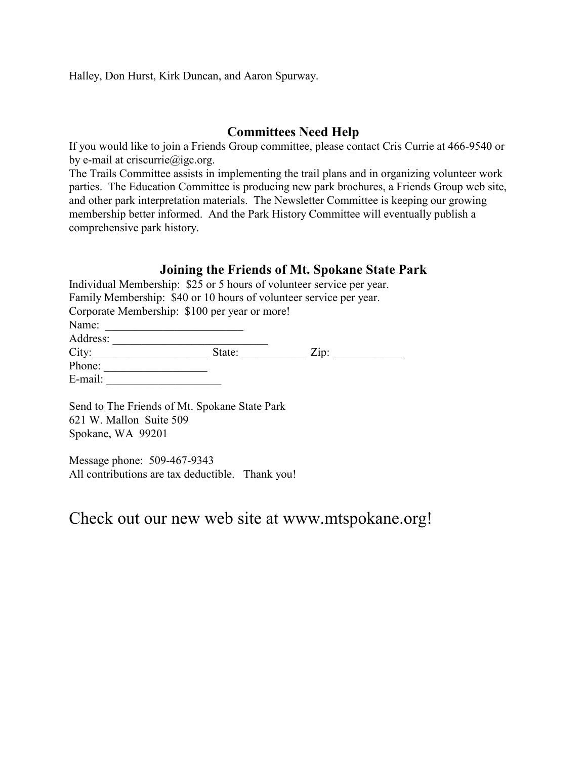Halley, Don Hurst, Kirk Duncan, and Aaron Spurway.

## Committees Need Help

If you would like to join a Friends Group committee, please contact Cris Currie at 466-9540 or by e-mail at criscurrie@igc.org.

The Trails Committee assists in implementing the trail plans and in organizing volunteer work parties. The Education Committee is producing new park brochures, a Friends Group web site, and other park interpretation materials. The Newsletter Committee is keeping our growing membership better informed. And the Park History Committee will eventually publish a comprehensive park history.

## Joining the Friends of Mt. Spokane State Park

Individual Membership: $25 or 5 hours of volunteer service per year.
Family Membership: $40 or 10 hours of volunteer service per year.
Corporate Membership: $100 per year or more!
Name: ________________________
Address: __________________________
City:___________________ State: ___________ Zip: ____________
Phone: _________________
E-mail: ___________________

Send to The Friends of Mt. Spokane State Park
621 W. Mallon Suite 509
Spokane, WA 99201

Message phone: 509-467-9343
All contributions are tax deductible. Thank you!

# Check out our new web site at www.mtspokane.org!